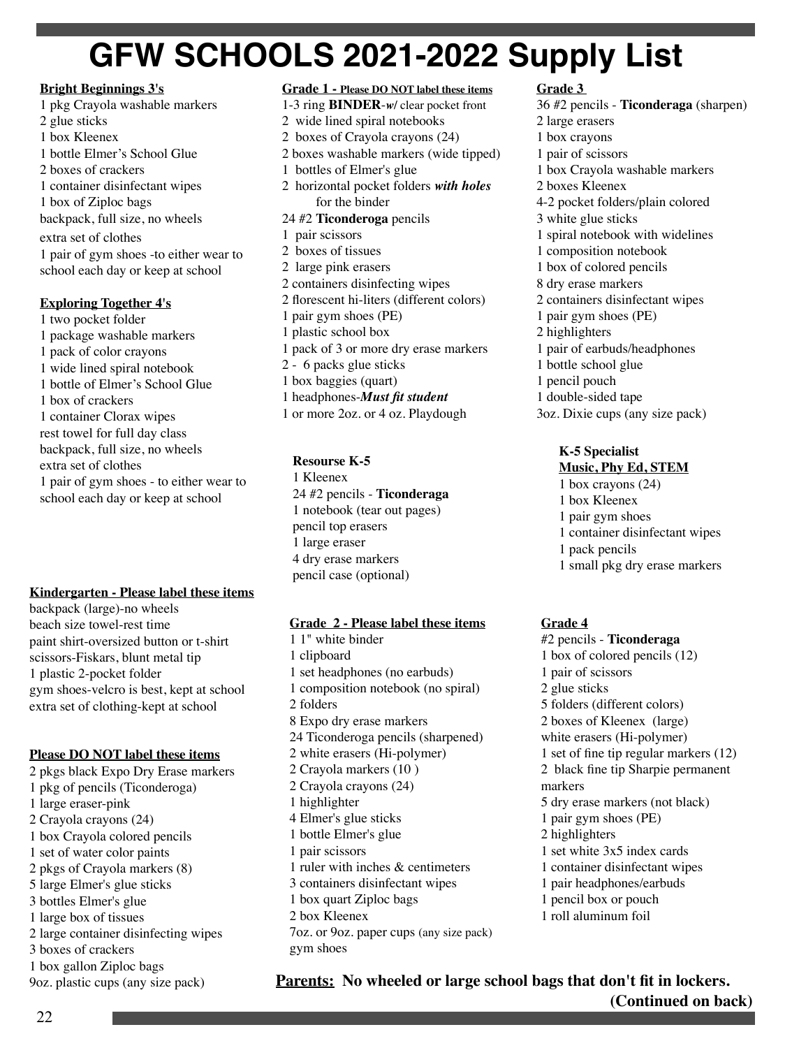# GFW SCHOOLS 2021-2022 Supply List

**Bright Beginnings 3's**

1 pkg Crayola washable markers
2 glue sticks
1 box Kleenex
1 bottle Elmer's School Glue
2 boxes of crackers
1 container disinfectant wipes
1 box of Ziploc bags
backpack, full size, no wheels
extra set of clothes
1 pair of gym shoes -to either wear to school each day or keep at school

**Exploring Together 4's**

1 two pocket folder
1 package washable markers
1 pack of color crayons
1 wide lined spiral notebook
1 bottle of Elmer's School Glue
1 box of crackers
1 container Clorax wipes
rest towel for full day class
backpack, full size, no wheels
extra set of clothes
1 pair of gym shoes - to either wear to school each day or keep at school

**Kindergarten - Please label these items**

backpack (large)-no wheels
beach size towel-rest time
paint shirt-oversized button or t-shirt
scissors-Fiskars, blunt metal tip
1 plastic 2-pocket folder
gym shoes-velcro is best, kept at school
extra set of clothing-kept at school

**Please DO NOT label these items**

2 pkgs black Expo Dry Erase markers
1 pkg of pencils (Ticonderoga)
1 large eraser-pink
2 Crayola crayons (24)
1 box Crayola colored pencils
1 set of water color paints
2 pkgs of Crayola markers (8)
5 large Elmer's glue sticks
3 bottles Elmer's glue
1 large box of tissues
2 large container disinfecting wipes
3 boxes of crackers
1 box gallon Ziploc bags
9oz. plastic cups (any size pack)

**Grade 1 - Please DO NOT label these items**

1-3 ring **BINDER**-***w/*** clear pocket front
2 wide lined spiral notebooks
2 boxes of Crayola crayons (24)
2 boxes washable markers (wide tipped)
1 bottles of Elmer's glue
2 horizontal pocket folders ***with holes*** for the binder
24 #2 **Ticonderoga** pencils
1 pair scissors
2 boxes of tissues
2 large pink erasers
2 containers disinfecting wipes
2 florescent hi-liters (different colors)
1 pair gym shoes (PE)
1 plastic school box
1 pack of 3 or more dry erase markers
2 - 6 packs glue sticks
1 box baggies (quart)
1 headphones-***Must fit student***
1 or more 2oz. or 4 oz. Playdough

**Resourse K-5**

1 Kleenex
24 #2 pencils - **Ticonderaga**
1 notebook (tear out pages)
pencil top erasers
1 large eraser
4 dry erase markers
pencil case (optional)

**Grade 2 - Please label these items**

1 1" white binder
1 clipboard
1 set headphones (no earbuds)
1 composition notebook (no spiral)
2 folders
8 Expo dry erase markers
24 Ticonderoga pencils (sharpened)
2 white erasers (Hi-polymer)
2 Crayola markers (10 )
2 Crayola crayons (24)
1 highlighter
4 Elmer's glue sticks
1 bottle Elmer's glue
1 pair scissors
1 ruler with inches & centimeters
3 containers disinfectant wipes
1 box quart Ziploc bags
2 box Kleenex
7oz. or 9oz. paper cups (any size pack)
gym shoes

**Grade 3**

36 #2 pencils - **Ticonderaga** (sharpen)
2 large erasers
1 box crayons
1 pair of scissors
1 box Crayola washable markers
2 boxes Kleenex
4-2 pocket folders/plain colored
3 white glue sticks
1 spiral notebook with widelines
1 composition notebook
1 box of colored pencils
8 dry erase markers
2 containers disinfectant wipes
1 pair gym shoes (PE)
2 highlighters
1 pair of earbuds/headphones
1 bottle school glue
1 pencil pouch
1 double-sided tape
3oz. Dixie cups (any size pack)

**K-5 Specialist**
**Music, Phy Ed, STEM**

1 box crayons (24)
1 box Kleenex
1 pair gym shoes
1 container disinfectant wipes
1 pack pencils
1 small pkg dry erase markers

**Grade 4**

#2 pencils - **Ticonderaga**
1 box of colored pencils (12)
1 pair of scissors
2 glue sticks
5 folders (different colors)
2 boxes of Kleenex (large)
white erasers (Hi-polymer)
1 set of fine tip regular markers (12)
2 black fine tip Sharpie permanent markers
5 dry erase markers (not black)
1 pair gym shoes (PE)
2 highlighters
1 set white 3x5 index cards
1 container disinfectant wipes
1 pair headphones/earbuds
1 pencil box or pouch
1 roll aluminum foil

**Parents: No wheeled or large school bags that don't fit in lockers.**

**(Continued on back)**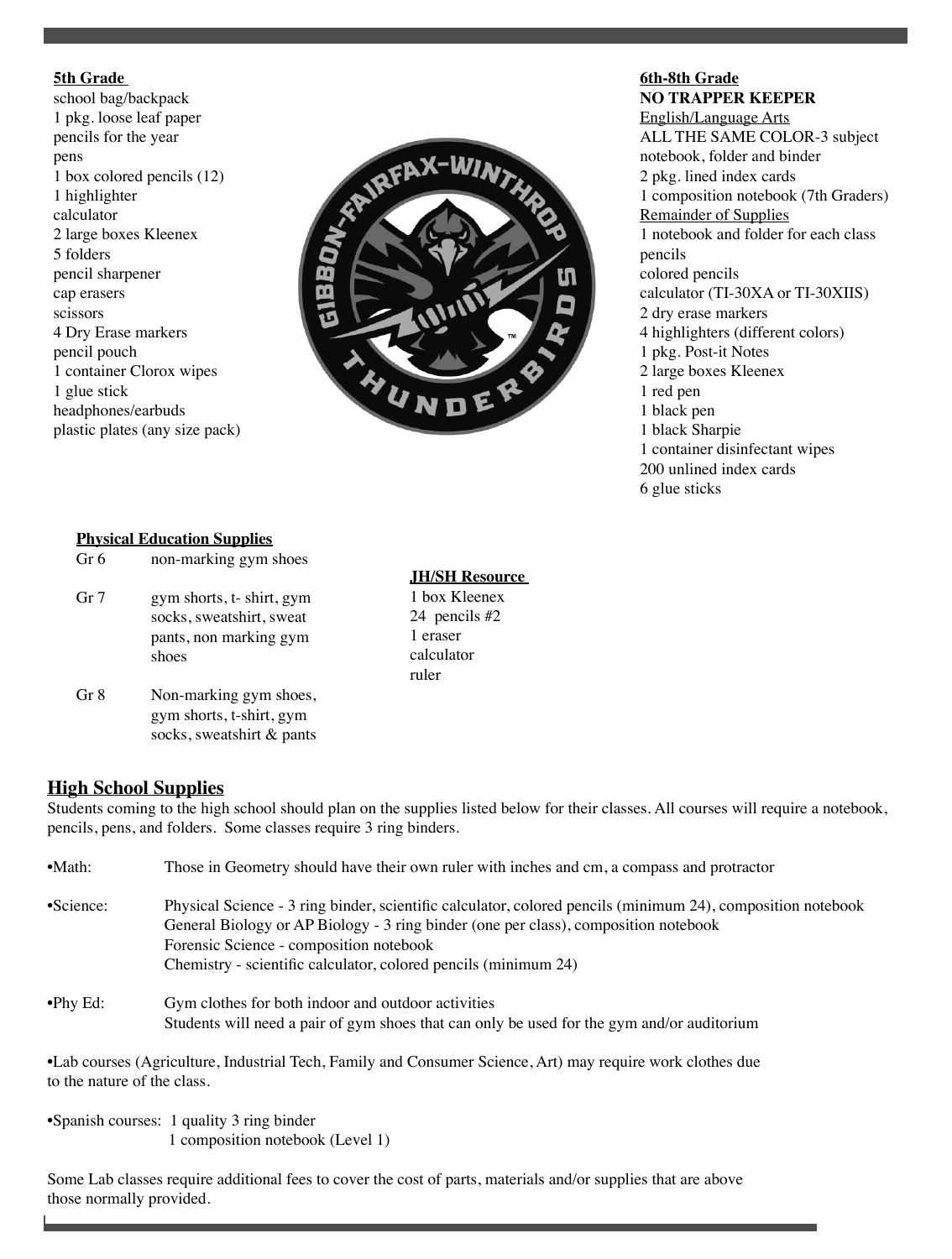**5th Grade**

school bag/backpack
1 pkg. loose leaf paper
pencils for the year
pens
1 box colored pencils (12)
1 highlighter
calculator
2 large boxes Kleenex
5 folders
pencil sharpener
cap erasers
scissors
4 Dry Erase markers
pencil pouch
1 container Clorox wipes
1 glue stick
headphones/earbuds
plastic plates (any size pack)

**6th-8th Grade**

**NO TRAPPER KEEPER**

English/Language Arts

ALL THE SAME COLOR-3 subject notebook, folder and binder
2 pkg. lined index cards
1 composition notebook (7th Graders)

Remainder of Supplies

1 notebook and folder for each class
pencils
colored pencils
calculator (TI-30XA or TI-30XIIS)
2 dry erase markers
4 highlighters (different colors)
1 pkg. Post-it Notes
2 large boxes Kleenex
1 red pen
1 black pen
1 black Sharpie
1 container disinfectant wipes
200 unlined index cards
6 glue sticks

**Physical Education Supplies**

| | |
|---|---|
| Gr 6 | non-marking gym shoes |
| Gr 7 | gym shorts, t- shirt, gym socks, sweatshirt, sweat pants, non marking gym shoes |
| Gr 8 | Non-marking gym shoes, gym shorts, t-shirt, gym socks, sweatshirt & pants |

**JH/SH Resource**

1 box Kleenex
24 pencils #2
1 eraser
calculator
ruler

## High School Supplies

Students coming to the high school should plan on the supplies listed below for their classes. All courses will require a notebook, pencils, pens, and folders. Some classes require 3 ring binders.

- Math: Those in Geometry should have their own ruler with inches and cm, a compass and protractor
- Science: Physical Science - 3 ring binder, scientific calculator, colored pencils (minimum 24), composition notebook
  General Biology or AP Biology - 3 ring binder (one per class), composition notebook
  Forensic Science - composition notebook
  Chemistry - scientific calculator, colored pencils (minimum 24)
- Phy Ed: Gym clothes for both indoor and outdoor activities
  Students will need a pair of gym shoes that can only be used for the gym and/or auditorium
- Lab courses (Agriculture, Industrial Tech, Family and Consumer Science, Art) may require work clothes due to the nature of the class.
- Spanish courses: 1 quality 3 ring binder
  1 composition notebook (Level 1)

Some Lab classes require additional fees to cover the cost of parts, materials and/or supplies that are above those normally provided.